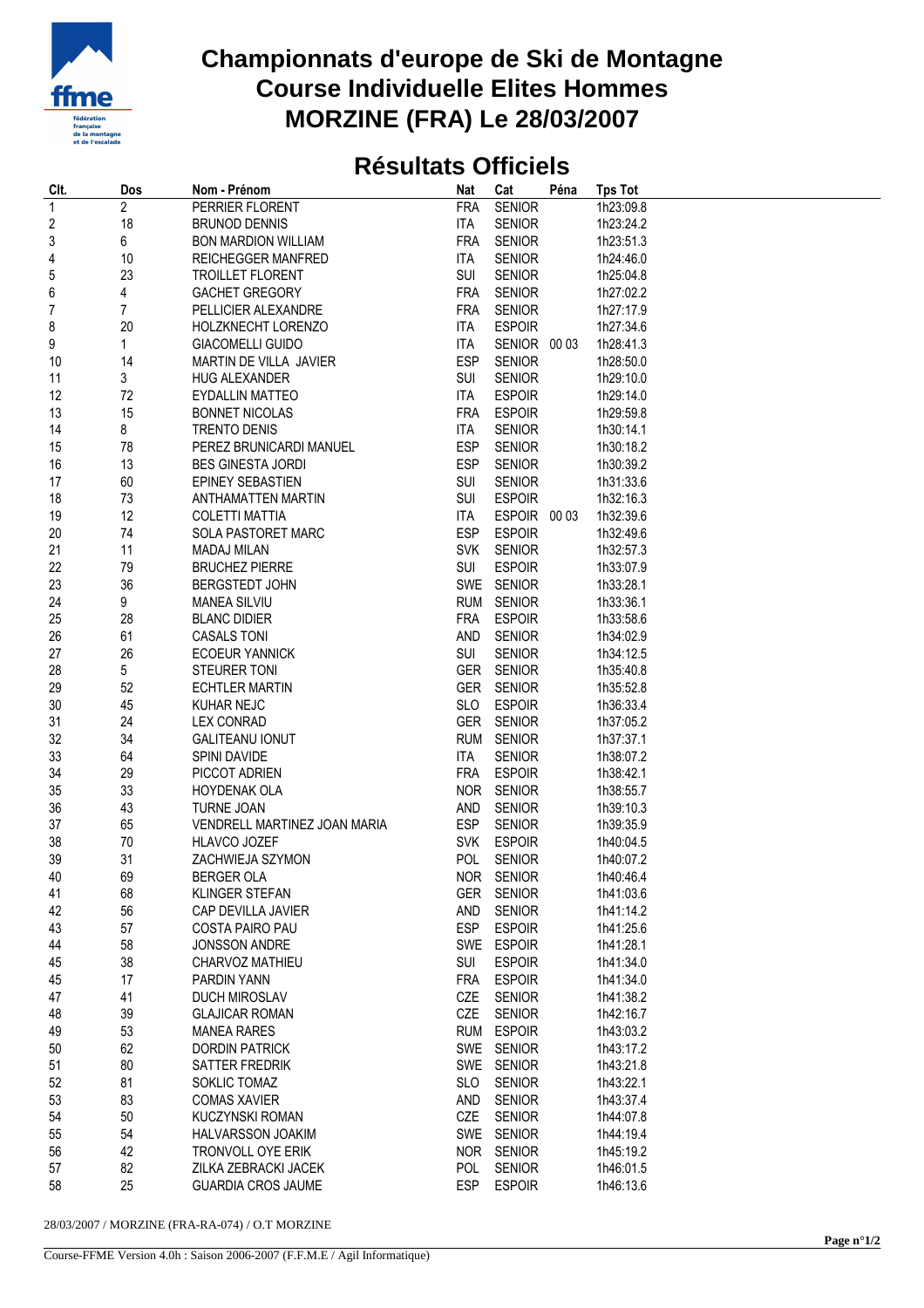# Championnats d'europe de Ski de Montagne
# Course Individuelle Elites Hommes
# MORZINE (FRA) Le 28/03/2007

## Résultats Officiels

| Clt. | Dos | Nom - Prénom | Nat | Cat | Péna | Tps Tot |
|---|---|---|---|---|---|---|
| 1 | 2 | PERRIER FLORENT | FRA | SENIOR | | 1h23:09.8 |
| 2 | 18 | BRUNOD DENNIS | ITA | SENIOR | | 1h23:24.2 |
| 3 | 6 | BON MARDION WILLIAM | FRA | SENIOR | | 1h23:51.3 |
| 4 | 10 | REICHEGGER MANFRED | ITA | SENIOR | | 1h24:46.0 |
| 5 | 23 | TROILLET FLORENT | SUI | SENIOR | | 1h25:04.8 |
| 6 | 4 | GACHET GREGORY | FRA | SENIOR | | 1h27:02.2 |
| 7 | 7 | PELLICIER ALEXANDRE | FRA | SENIOR | | 1h27:17.9 |
| 8 | 20 | HOLZKNECHT LORENZO | ITA | ESPOIR | | 1h27:34.6 |
| 9 | 1 | GIACOMELLI GUIDO | ITA | SENIOR | 00 03 | 1h28:41.3 |
| 10 | 14 | MARTIN DE VILLA JAVIER | ESP | SENIOR | | 1h28:50.0 |
| 11 | 3 | HUG ALEXANDER | SUI | SENIOR | | 1h29:10.0 |
| 12 | 72 | EYDALLIN MATTEO | ITA | ESPOIR | | 1h29:14.0 |
| 13 | 15 | BONNET NICOLAS | FRA | ESPOIR | | 1h29:59.8 |
| 14 | 8 | TRENTO DENIS | ITA | SENIOR | | 1h30:14.1 |
| 15 | 78 | PEREZ BRUNICARDI MANUEL | ESP | SENIOR | | 1h30:18.2 |
| 16 | 13 | BES GINESTA JORDI | ESP | SENIOR | | 1h30:39.2 |
| 17 | 60 | EPINEY SEBASTIEN | SUI | SENIOR | | 1h31:33.6 |
| 18 | 73 | ANTHAMATTEN MARTIN | SUI | ESPOIR | | 1h32:16.3 |
| 19 | 12 | COLETTI MATTIA | ITA | ESPOIR | 00 03 | 1h32:39.6 |
| 20 | 74 | SOLA PASTORET MARC | ESP | ESPOIR | | 1h32:49.6 |
| 21 | 11 | MADAJ MILAN | SVK | SENIOR | | 1h32:57.3 |
| 22 | 79 | BRUCHEZ PIERRE | SUI | ESPOIR | | 1h33:07.9 |
| 23 | 36 | BERGSTEDT JOHN | SWE | SENIOR | | 1h33:28.1 |
| 24 | 9 | MANEA SILVIU | RUM | SENIOR | | 1h33:36.1 |
| 25 | 28 | BLANC DIDIER | FRA | ESPOIR | | 1h33:58.6 |
| 26 | 61 | CASALS TONI | AND | SENIOR | | 1h34:02.9 |
| 27 | 26 | ECOEUR YANNICK | SUI | SENIOR | | 1h34:12.5 |
| 28 | 5 | STEURER TONI | GER | SENIOR | | 1h35:40.8 |
| 29 | 52 | ECHTLER MARTIN | GER | SENIOR | | 1h35:52.8 |
| 30 | 45 | KUHAR NEJC | SLO | ESPOIR | | 1h36:33.4 |
| 31 | 24 | LEX CONRAD | GER | SENIOR | | 1h37:05.2 |
| 32 | 34 | GALITEANU IONUT | RUM | SENIOR | | 1h37:37.1 |
| 33 | 64 | SPINI DAVIDE | ITA | SENIOR | | 1h38:07.2 |
| 34 | 29 | PICCOT ADRIEN | FRA | ESPOIR | | 1h38:42.1 |
| 35 | 33 | HOYDENAK OLA | NOR | SENIOR | | 1h38:55.7 |
| 36 | 43 | TURNE JOAN | AND | SENIOR | | 1h39:10.3 |
| 37 | 65 | VENDRELL MARTINEZ JOAN MARIA | ESP | SENIOR | | 1h39:35.9 |
| 38 | 70 | HLAVCO JOZEF | SVK | ESPOIR | | 1h40:04.5 |
| 39 | 31 | ZACHWIEJA SZYMON | POL | SENIOR | | 1h40:07.2 |
| 40 | 69 | BERGER OLA | NOR | SENIOR | | 1h40:46.4 |
| 41 | 68 | KLINGER STEFAN | GER | SENIOR | | 1h41:03.6 |
| 42 | 56 | CAP DEVILLA JAVIER | AND | SENIOR | | 1h41:14.2 |
| 43 | 57 | COSTA PAIRO PAU | ESP | ESPOIR | | 1h41:25.6 |
| 44 | 58 | JONSSON ANDRE | SWE | ESPOIR | | 1h41:28.1 |
| 45 | 38 | CHARVOZ MATHIEU | SUI | ESPOIR | | 1h41:34.0 |
| 45 | 17 | PARDIN YANN | FRA | ESPOIR | | 1h41:34.0 |
| 47 | 41 | DUCH MIROSLAV | CZE | SENIOR | | 1h41:38.2 |
| 48 | 39 | GLAJCAR ROMAN | CZE | SENIOR | | 1h42:16.7 |
| 49 | 53 | MANEA RARES | RUM | ESPOIR | | 1h43:03.2 |
| 50 | 62 | DORDIN PATRICK | SWE | SENIOR | | 1h43:17.2 |
| 51 | 80 | SATTER FREDRIK | SWE | SENIOR | | 1h43:21.8 |
| 52 | 81 | SOKLIC TOMAZ | SLO | SENIOR | | 1h43:22.1 |
| 53 | 83 | COMAS XAVIER | AND | SENIOR | | 1h43:37.4 |
| 54 | 50 | KUCZYNSKI ROMAN | CZE | SENIOR | | 1h44:07.8 |
| 55 | 54 | HALVARSSON JOAKIM | SWE | SENIOR | | 1h44:19.4 |
| 56 | 42 | TRONVOLL OYE ERIK | NOR | SENIOR | | 1h45:19.2 |
| 57 | 82 | ZILKA ZEBRACKI JACEK | POL | SENIOR | | 1h46:01.5 |
| 58 | 25 | GUARDIA CROS JAUME | ESP | ESPOIR | | 1h46:13.6 |

28/03/2007 / MORZINE (FRA-RA-074) / O.T MORZINE

Course-FFME Version 4.0h : Saison 2006-2007 (F.F.M.E / Agil Informatique)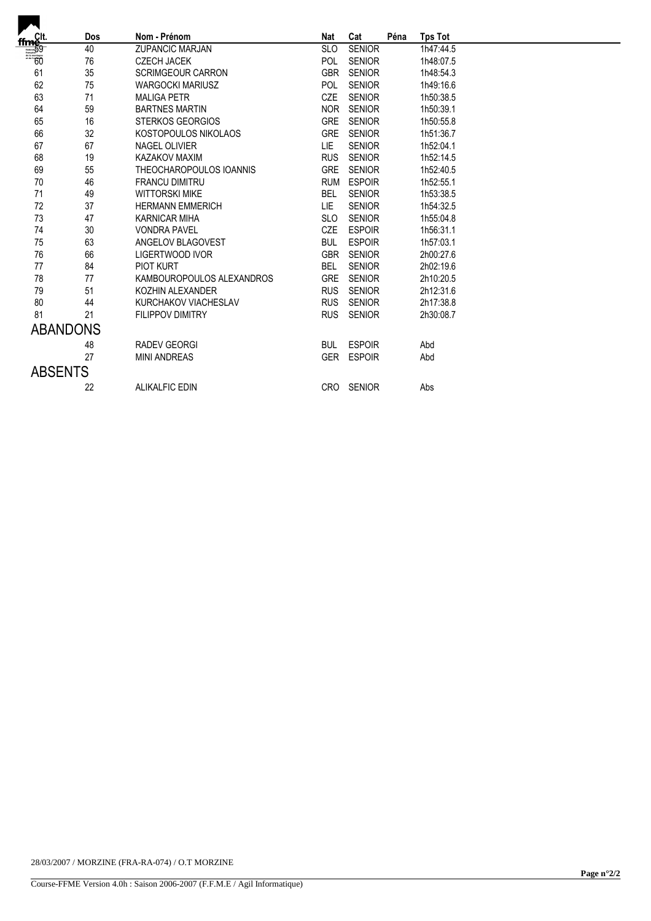| Clt. | Dos | Nom - Prénom | Nat | Cat | Péna | Tps Tot |
|---|---|---|---|---|---|---|
| 59 | 40 | ZUPANCIC MARJAN | SLO | SENIOR | | 1h47:44.5 |
| 60 | 76 | CZECH JACEK | POL | SENIOR | | 1h48:07.5 |
| 61 | 35 | SCRIMGEOUR CARRON | GBR | SENIOR | | 1h48:54.3 |
| 62 | 75 | WARGOCKI MARIUSZ | POL | SENIOR | | 1h49:16.6 |
| 63 | 71 | MALIGA PETR | CZE | SENIOR | | 1h50:38.5 |
| 64 | 59 | BARTNES MARTIN | NOR | SENIOR | | 1h50:39.1 |
| 65 | 16 | STERKOS GEORGIOS | GRE | SENIOR | | 1h50:55.8 |
| 66 | 32 | KOSTOPOULOS NIKOLAOS | GRE | SENIOR | | 1h51:36.7 |
| 67 | 67 | NAGEL OLIVIER | LIE | SENIOR | | 1h52:04.1 |
| 68 | 19 | KAZAKOV MAXIM | RUS | SENIOR | | 1h52:14.5 |
| 69 | 55 | THEOCHAROPOULOS IOANNIS | GRE | SENIOR | | 1h52:40.5 |
| 70 | 46 | FRANCU DIMITRU | RUM | ESPOIR | | 1h52:55.1 |
| 71 | 49 | WITTORSKI MIKE | BEL | SENIOR | | 1h53:38.5 |
| 72 | 37 | HERMANN EMMERICH | LIE | SENIOR | | 1h54:32.5 |
| 73 | 47 | KARNICAR MIHA | SLO | SENIOR | | 1h55:04.8 |
| 74 | 30 | VONDRA PAVEL | CZE | ESPOIR | | 1h56:31.1 |
| 75 | 63 | ANGELOV BLAGOVEST | BUL | ESPOIR | | 1h57:03.1 |
| 76 | 66 | LIGERTWOOD IVOR | GBR | SENIOR | | 2h00:27.6 |
| 77 | 84 | PIOT KURT | BEL | SENIOR | | 2h02:19.6 |
| 78 | 77 | KAMBOUROPOULOS ALEXANDROS | GRE | SENIOR | | 2h10:20.5 |
| 79 | 51 | KOZHIN ALEXANDER | RUS | SENIOR | | 2h12:31.6 |
| 80 | 44 | KURCHAKOV VIACHESLAV | RUS | SENIOR | | 2h17:38.8 |
| 81 | 21 | FILIPPOV DIMITRY | RUS | SENIOR | | 2h30:08.7 |

## ABANDONS

| Clt. | Dos | Nom - Prénom | Nat | Cat | Péna | Tps Tot |
|---|---|---|---|---|---|---|
| | 48 | RADEV GEORGI | BUL | ESPOIR | | Abd |
| | 27 | MINI ANDREAS | GER | ESPOIR | | Abd |

## ABSENTS

| Clt. | Dos | Nom - Prénom | Nat | Cat | Péna | Tps Tot |
|---|---|---|---|---|---|---|
| | 22 | ALIKALFIC EDIN | CRO | SENIOR | | Abs |

28/03/2007 / MORZINE (FRA-RA-074) / O.T MORZINE

Course-FFME Version 4.0h : Saison 2006-2007 (F.F.M.E / Agil Informatique)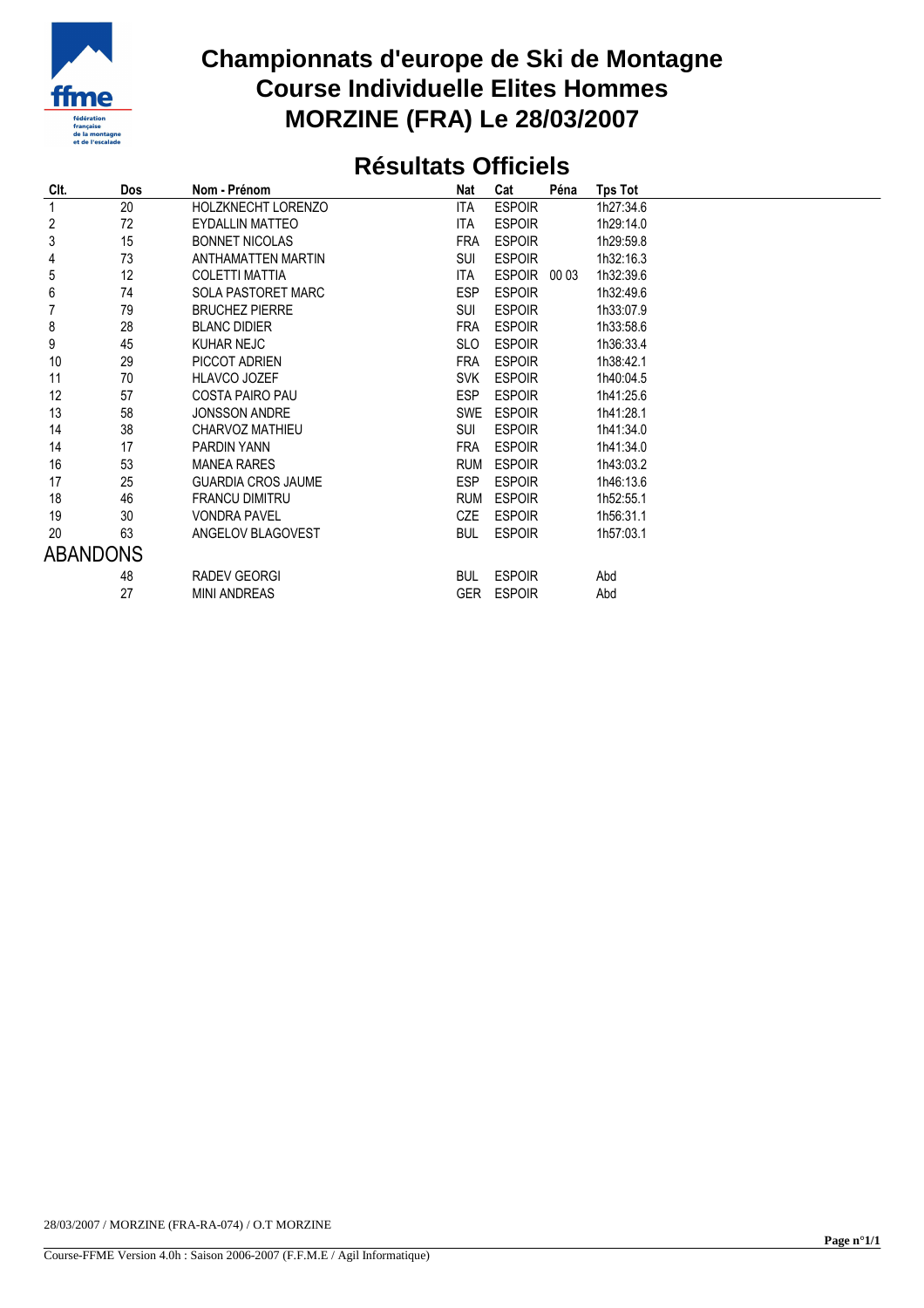# Championnats d'europe de Ski de Montagne
# Course Individuelle Elites Hommes
# MORZINE (FRA) Le 28/03/2007

## Résultats Officiels

| Clt. | Dos | Nom - Prénom | Nat | Cat | Péna | Tps Tot |
|---|---|---|---|---|---|---|
| 1 | 20 | HOLZKNECHT LORENZO | ITA | ESPOIR | | 1h27:34.6 |
| 2 | 72 | EYDALLIN MATTEO | ITA | ESPOIR | | 1h29:14.0 |
| 3 | 15 | BONNET NICOLAS | FRA | ESPOIR | | 1h29:59.8 |
| 4 | 73 | ANTHAMATTEN MARTIN | SUI | ESPOIR | | 1h32:16.3 |
| 5 | 12 | COLETTI MATTIA | ITA | ESPOIR | 00 03 | 1h32:39.6 |
| 6 | 74 | SOLA PASTORET MARC | ESP | ESPOIR | | 1h32:49.6 |
| 7 | 79 | BRUCHEZ PIERRE | SUI | ESPOIR | | 1h33:07.9 |
| 8 | 28 | BLANC DIDIER | FRA | ESPOIR | | 1h33:58.6 |
| 9 | 45 | KUHAR NEJC | SLO | ESPOIR | | 1h36:33.4 |
| 10 | 29 | PICCOT ADRIEN | FRA | ESPOIR | | 1h38:42.1 |
| 11 | 70 | HLAVCO JOZEF | SVK | ESPOIR | | 1h40:04.5 |
| 12 | 57 | COSTA PAIRO PAU | ESP | ESPOIR | | 1h41:25.6 |
| 13 | 58 | JONSSON ANDRE | SWE | ESPOIR | | 1h41:28.1 |
| 14 | 38 | CHARVOZ MATHIEU | SUI | ESPOIR | | 1h41:34.0 |
| 14 | 17 | PARDIN YANN | FRA | ESPOIR | | 1h41:34.0 |
| 16 | 53 | MANEA RARES | RUM | ESPOIR | | 1h43:03.2 |
| 17 | 25 | GUARDIA CROS JAUME | ESP | ESPOIR | | 1h46:13.6 |
| 18 | 46 | FRANCU DIMITRU | RUM | ESPOIR | | 1h52:55.1 |
| 19 | 30 | VONDRA PAVEL | CZE | ESPOIR | | 1h56:31.1 |
| 20 | 63 | ANGELOV BLAGOVEST | BUL | ESPOIR | | 1h57:03.1 |
| **ABANDONS** | | | | | | |
| | 48 | RADEV GEORGI | BUL | ESPOIR | | Abd |
| | 27 | MINI ANDREAS | GER | ESPOIR | | Abd |

28/03/2007 / MORZINE (FRA-RA-074) / O.T MORZINE

Course-FFME Version 4.0h : Saison 2006-2007 (F.F.M.E / Agil Informatique)